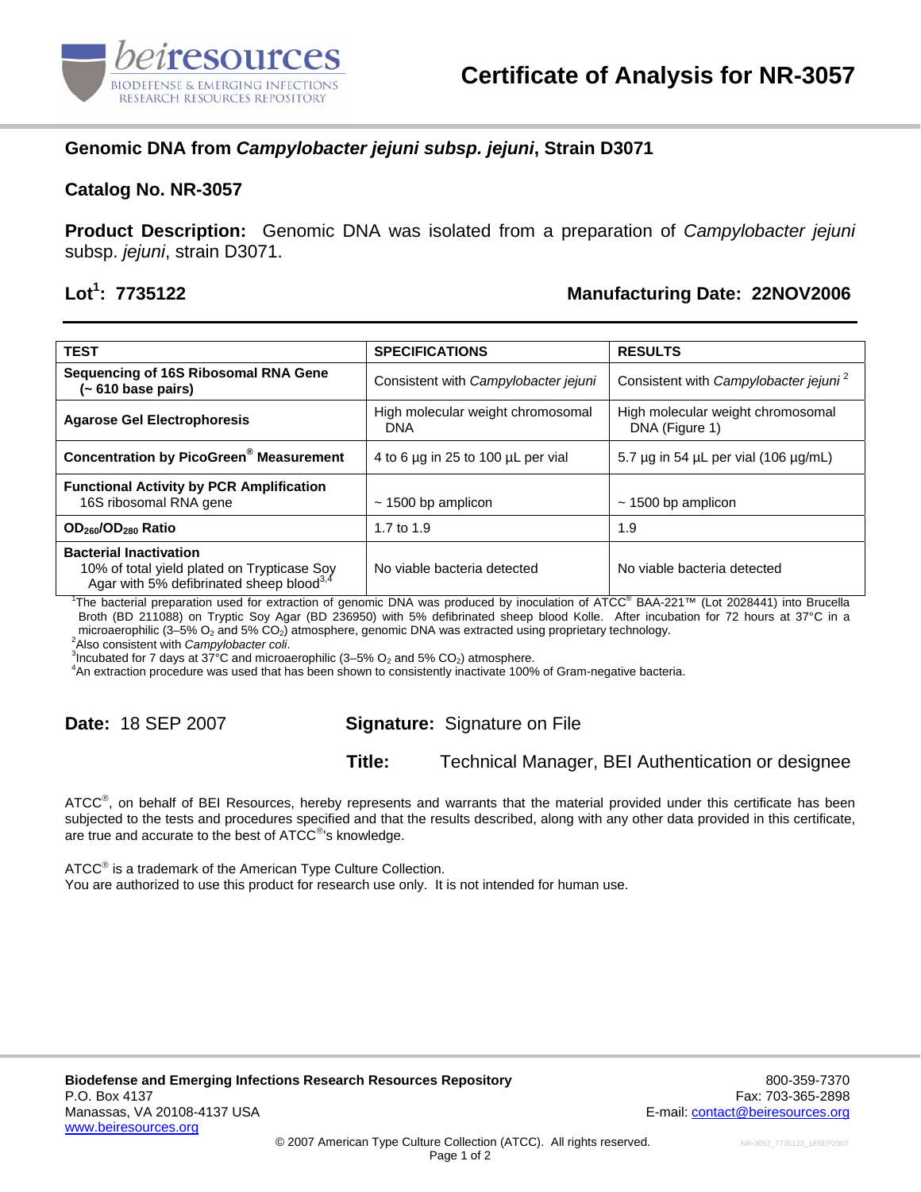# Certificate of Analysis for NR-3057

## Genomic DNA from *Campylobacter jejuni subsp. jejuni*, Strain D3071

**Catalog No. NR-3057**

**Product Description:** Genomic DNA was isolated from a preparation of *Campylobacter jejuni* subsp. *jejuni*, strain D3071.

**Lot[1]: 7735122** **Manufacturing Date: 22NOV2006**

| TEST | SPECIFICATIONS | RESULTS |
|---|---|---|
| **Sequencing of 16S Ribosomal RNA Gene (~ 610 base pairs)** | Consistent with *Campylobacter jejuni* | Consistent with *Campylobacter jejuni* [2] |
| **Agarose Gel Electrophoresis** | High molecular weight chromosomal DNA | High molecular weight chromosomal DNA (Figure 1) |
| **Concentration by PicoGreen® Measurement** | 4 to 6 µg in 25 to 100 µL per vial | 5.7 µg in 54 µL per vial (106 µg/mL) |
| **Functional Activity by PCR Amplification** 16S ribosomal RNA gene | ~ 1500 bp amplicon | ~ 1500 bp amplicon |
| **$OD_{260}/OD_{280}$ Ratio** | 1.7 to 1.9 | 1.9 |
| **Bacterial Inactivation** 10% of total yield plated on Trypticase Soy Agar with 5% defibrinated sheep blood[3,4] | No viable bacteria detected | No viable bacteria detected |

[1]The bacterial preparation used for extraction of genomic DNA was produced by inoculation of ATCC® BAA-221™ (Lot 2028441) into Brucella Broth (BD 211088) on Tryptic Soy Agar (BD 236950) with 5% defibrinated sheep blood Kolle. After incubation for 72 hours at 37°C in a microaerophilic (3–5% $O_2$ and 5% $CO_2$) atmosphere, genomic DNA was extracted using proprietary technology.
[2]Also consistent with *Campylobacter coli*.
[3]Incubated for 7 days at 37°C and microaerophilic (3–5% $O_2$ and 5% $CO_2$) atmosphere.
[4]An extraction procedure was used that has been shown to consistently inactivate 100% of Gram-negative bacteria.

**Date:** 18 SEP 2007 **Signature:** Signature on File

**Title:** Technical Manager, BEI Authentication or designee

ATCC®, on behalf of BEI Resources, hereby represents and warrants that the material provided under this certificate has been subjected to the tests and procedures specified and that the results described, along with any other data provided in this certificate, are true and accurate to the best of ATCC®'s knowledge.

ATCC® is a trademark of the American Type Culture Collection.
You are authorized to use this product for research use only. It is not intended for human use.

**Biodefense and Emerging Infections Research Resources Repository**
P.O. Box 4137
Manassas, VA 20108-4137 USA
www.beiresources.org

800-359-7370
Fax: 703-365-2898
E-mail: contact@beiresources.org

© 2007 American Type Culture Collection (ATCC). All rights reserved.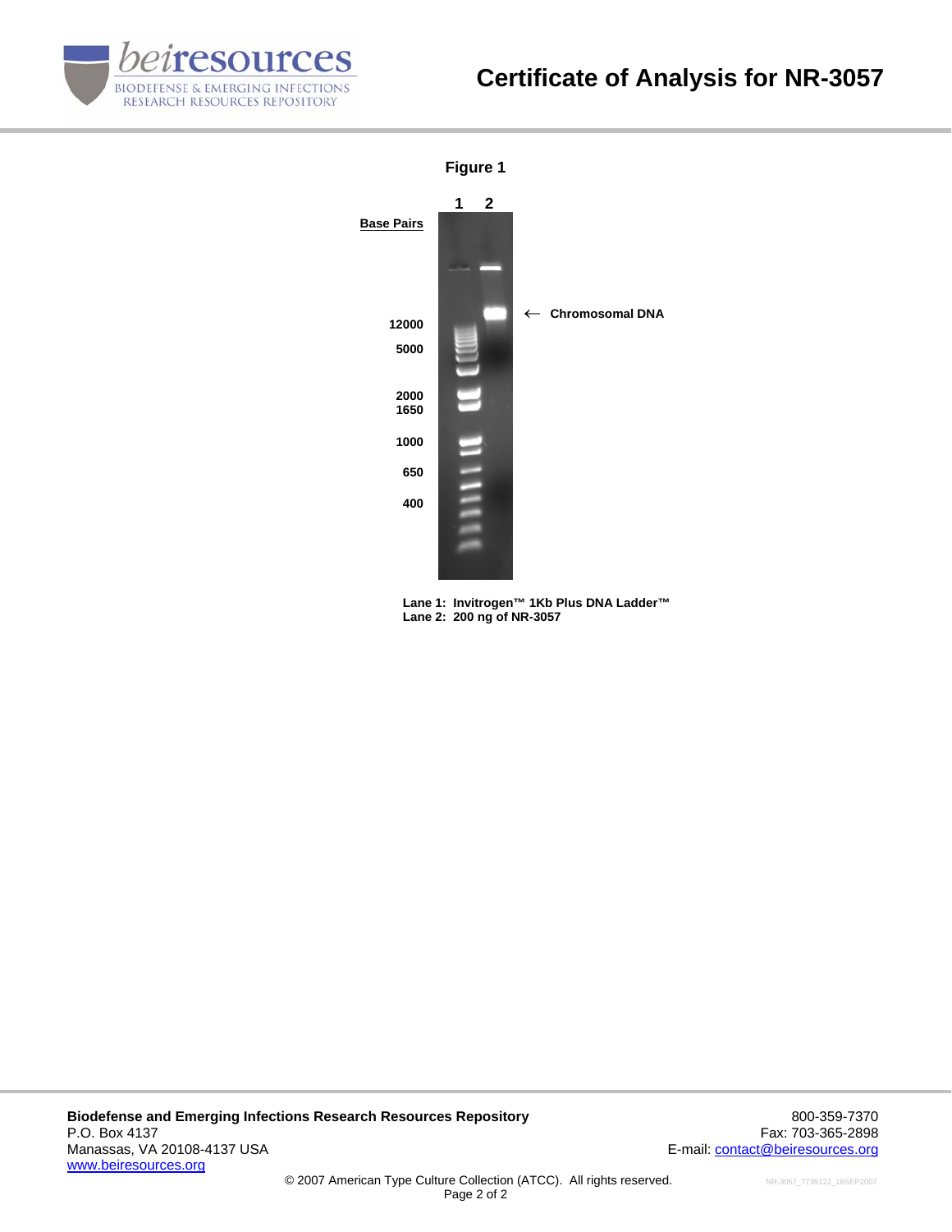# Certificate of Analysis for NR-3057

**Figure 1**

1 2

**Base Pairs**

12000
5000
2000
1650
1000
650
400

← **Chromosomal DNA**

**Lane 1: Invitrogen™ 1Kb Plus DNA Ladder™**
**Lane 2: 200 ng of NR-3057**

**Biodefense and Emerging Infections Research Resources Repository**
P.O. Box 4137
Manassas, VA 20108-4137 USA
www.beiresources.org

800-359-7370
Fax: 703-365-2898
E-mail: contact@beiresources.org

© 2007 American Type Culture Collection (ATCC). All rights reserved.

NR-3057_7735122_18SEP2007